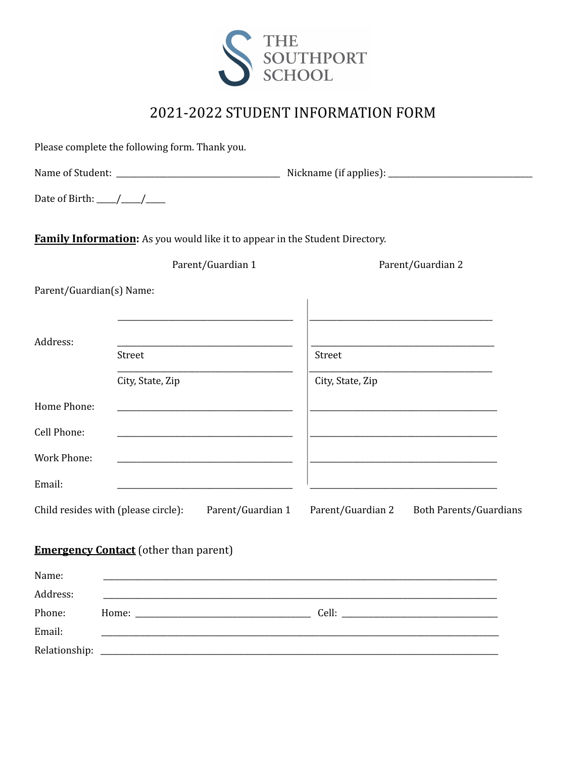THE SOUTHPORT SCHOOL

# 2021-2022 STUDENT INFORMATION FORM

Please complete the following form. Thank you.

Name of Student: ______________________________ Nickname (if applies): ______________________________

Date of Birth: ____/____/____

**Family Information:** As you would like it to appear in the Student Directory.

| | Parent/Guardian 1 | Parent/Guardian 2 |
|---|---|---|
| Parent/Guardian(s) Name: | ______________________ | ______________________ |
| Address: | ______________________<br>Street<br>______________________<br>City, State, Zip | ______________________<br>Street<br>______________________<br>City, State, Zip |
| Home Phone: | ______________________ | ______________________ |
| Cell Phone: | ______________________ | ______________________ |
| Work Phone: | ______________________ | ______________________ |
| Email: | ______________________ | ______________________ |

Child resides with (please circle): Parent/Guardian 1 Parent/Guardian 2 Both Parents/Guardians

**Emergency Contact** (other than parent)

Name: ______________________________________________

Address: ______________________________________________

Phone: Home: ______________________ Cell: ______________________

Email: ______________________________________________

Relationship: ______________________________________________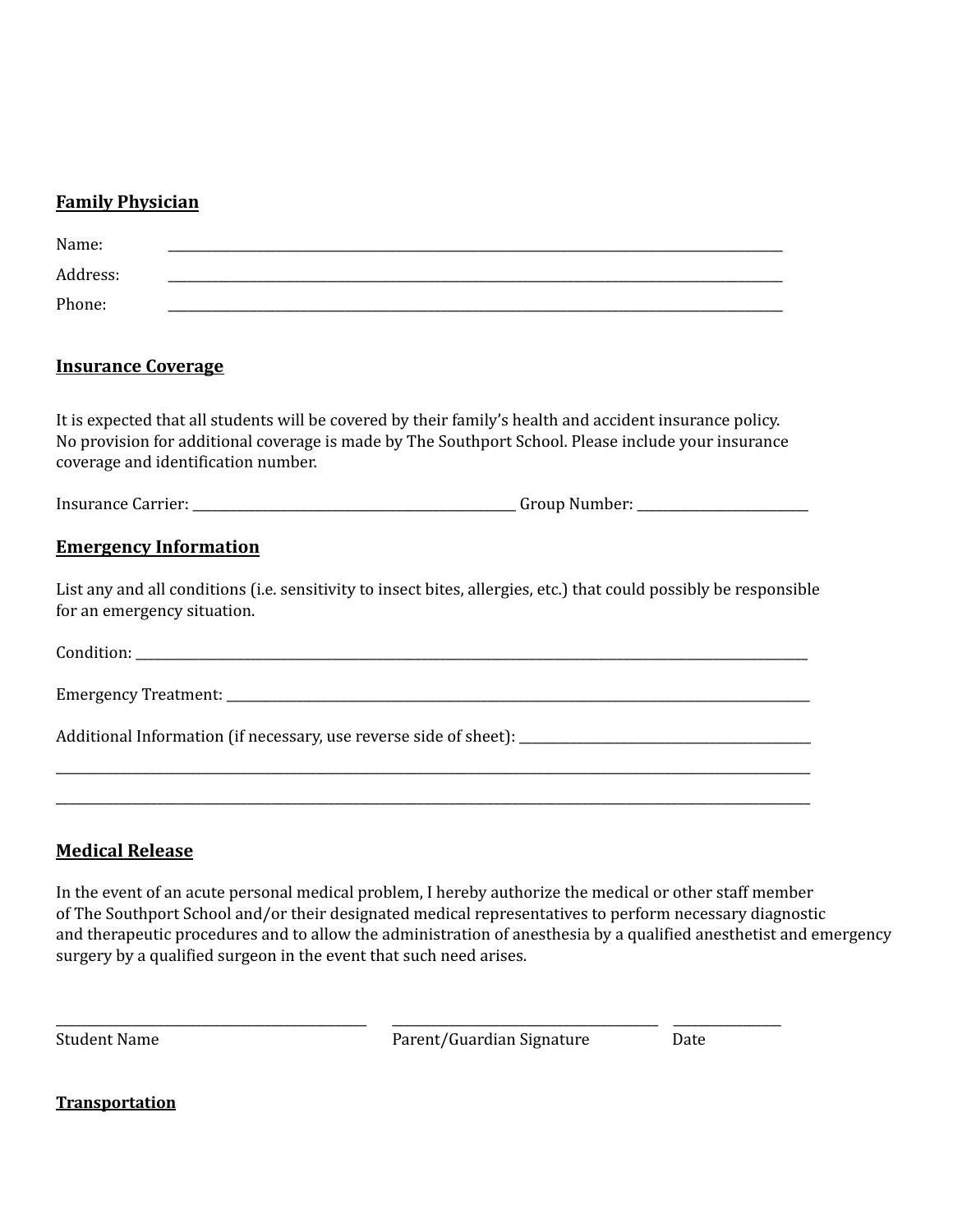**Family Physician**

Name: ______________________________________________________________________________

Address: ______________________________________________________________________________

Phone: ______________________________________________________________________________

**Insurance Coverage**

It is expected that all students will be covered by their family's health and accident insurance policy. No provision for additional coverage is made by The Southport School. Please include your insurance coverage and identification number.

Insurance Carrier: ________________________________________ Group Number: _____________________

**Emergency Information**

List any and all conditions (i.e. sensitivity to insect bites, allergies, etc.) that could possibly be responsible for an emergency situation.

Condition: ______________________________________________________________________________

Emergency Treatment: ____________________________________________________________________

Additional Information (if necessary, use reverse side of sheet): ___________________________________

_________________________________________________________________________________________

_________________________________________________________________________________________

**Medical Release**

In the event of an acute personal medical problem, I hereby authorize the medical or other staff member of The Southport School and/or their designated medical representatives to perform necessary diagnostic and therapeutic procedures and to allow the administration of anesthesia by a qualified anesthetist and emergency surgery by a qualified surgeon in the event that such need arises.

_______________________________________ _________________________________ _____________

Student Name Parent/Guardian Signature Date

**Transportation**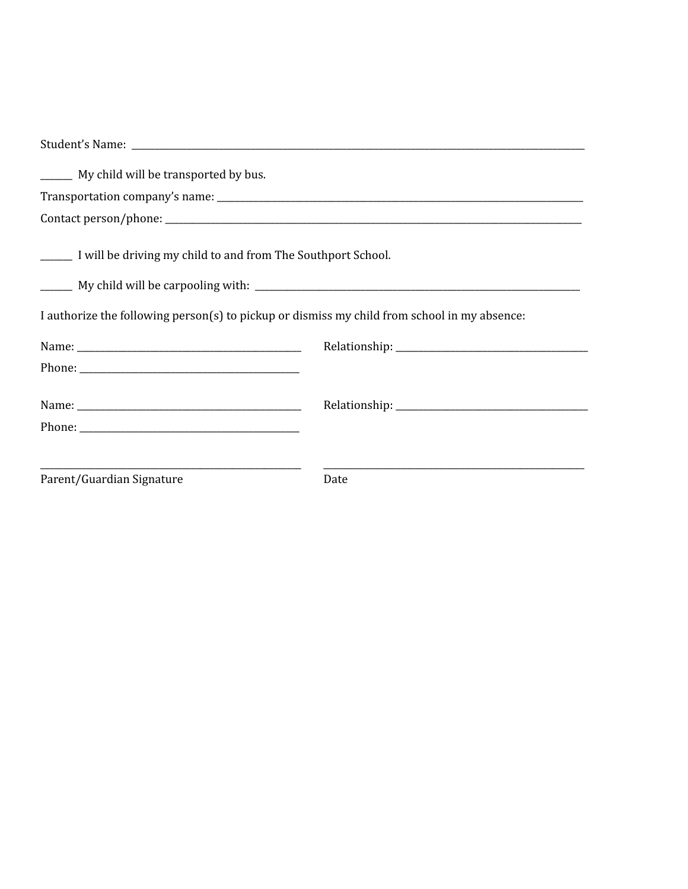Student's Name: ______________________________________________________________________________

_______ My child will be transported by bus.

Transportation company's name: ________________________________________________________________

Contact person/phone: ______________________________________________________________________

_______ I will be driving my child to and from The Southport School.

_______ My child will be carpooling with: ____________________________________________________

I authorize the following person(s) to pickup or dismiss my child from school in my absence:

Name: ____________________________________ Relationship: ______________________________

Phone: ____________________________________

Name: ____________________________________ Relationship: ______________________________

Phone: ____________________________________

__________________________________________ __________________________________________

Parent/Guardian Signature Date